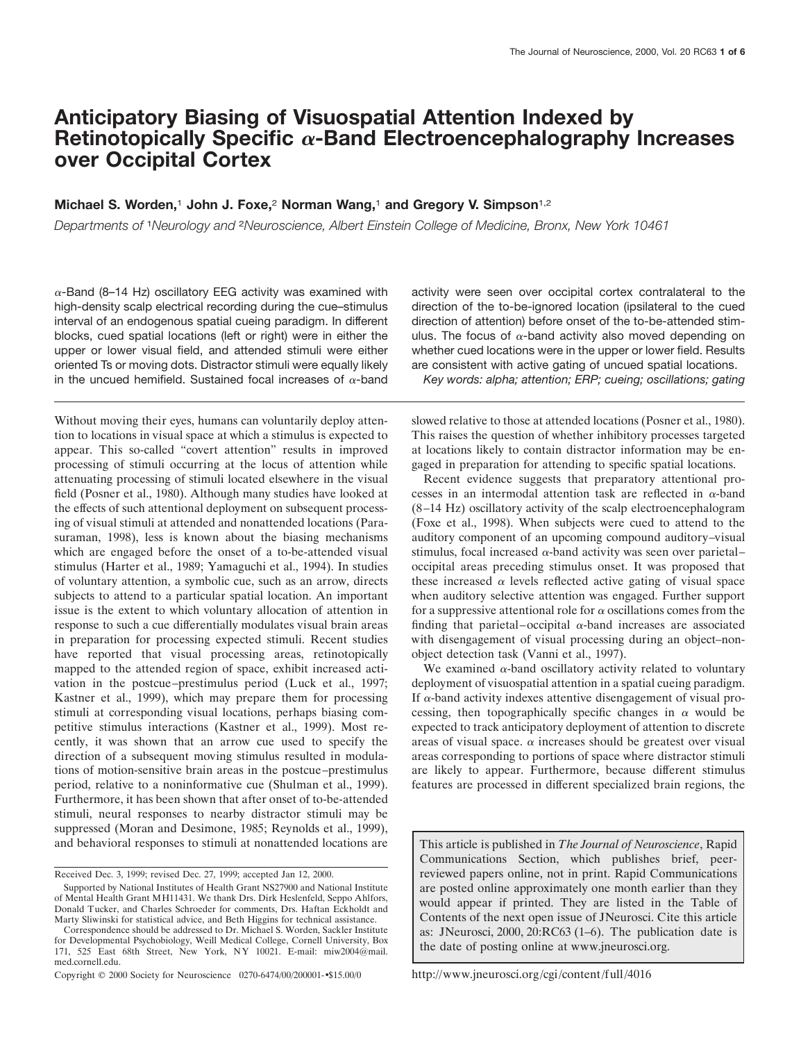# Anticipatory Biasing of Visuospatial Attention Indexed by Retinotopically Specific $\alpha$-Band Electroencephalography Increases over Occipital Cortex

**Michael S. Worden,[1] John J. Foxe,[2] Norman Wang,[1] and Gregory V. Simpson[1,2]**

*Departments of [1]Neurology and [2]Neuroscience, Albert Einstein College of Medicine, Bronx, New York 10461*

$\alpha$-Band (8–14 Hz) oscillatory EEG activity was examined with high-density scalp electrical recording during the cue–stimulus interval of an endogenous spatial cueing paradigm. In different blocks, cued spatial locations (left or right) were in either the upper or lower visual field, and attended stimuli were either oriented Ts or moving dots. Distractor stimuli were equally likely in the uncued hemifield. Sustained focal increases of $\alpha$-band activity were seen over occipital cortex contralateral to the direction of the to-be-ignored location (ipsilateral to the cued direction of attention) before onset of the to-be-attended stimulus. The focus of $\alpha$-band activity also moved depending on whether cued locations were in the upper or lower field. Results are consistent with active gating of uncued spatial locations.

*Key words: alpha; attention; ERP; cueing; oscillations; gating*

Without moving their eyes, humans can voluntarily deploy attention to locations in visual space at which a stimulus is expected to appear. This so-called "covert attention" results in improved processing of stimuli occurring at the locus of attention while attenuating processing of stimuli located elsewhere in the visual field (Posner et al., 1980). Although many studies have looked at the effects of such attentional deployment on subsequent processing of visual stimuli at attended and nonattended locations (Parasuraman, 1998), less is known about the biasing mechanisms which are engaged before the onset of a to-be-attended visual stimulus (Harter et al., 1989; Yamaguchi et al., 1994). In studies of voluntary attention, a symbolic cue, such as an arrow, directs subjects to attend to a particular spatial location. An important issue is the extent to which voluntary allocation of attention in response to such a cue differentially modulates visual brain areas in preparation for processing expected stimuli. Recent studies have reported that visual processing areas, retinotopically mapped to the attended region of space, exhibit increased activation in the postcue–prestimulus period (Luck et al., 1997; Kastner et al., 1999), which may prepare them for processing stimuli at corresponding visual locations, perhaps biasing competitive stimulus interactions (Kastner et al., 1999). Most recently, it was shown that an arrow cue used to specify the direction of a subsequent moving stimulus resulted in modulations of motion-sensitive brain areas in the postcue–prestimulus period, relative to a noninformative cue (Shulman et al., 1999). Furthermore, it has been shown that after onset of to-be-attended stimuli, neural responses to nearby distractor stimuli may be suppressed (Moran and Desimone, 1985; Reynolds et al., 1999), and behavioral responses to stimuli at nonattended locations are slowed relative to those at attended locations (Posner et al., 1980). This raises the question of whether inhibitory processes targeted at locations likely to contain distractor information may be engaged in preparation for attending to specific spatial locations.

Recent evidence suggests that preparatory attentional processes in an intermodal attention task are reflected in $\alpha$-band (8–14 Hz) oscillatory activity of the scalp electroencephalogram (Foxe et al., 1998). When subjects were cued to attend to the auditory component of an upcoming compound auditory–visual stimulus, focal increased $\alpha$-band activity was seen over parietal–occipital areas preceding stimulus onset. It was proposed that these increased $\alpha$ levels reflected active gating of visual space when auditory selective attention was engaged. Further support for a suppressive attentional role for $\alpha$ oscillations comes from the finding that parietal–occipital $\alpha$-band increases are associated with disengagement of visual processing during an object–nonobject detection task (Vanni et al., 1997).

We examined $\alpha$-band oscillatory activity related to voluntary deployment of visuospatial attention in a spatial cueing paradigm. If $\alpha$-band activity indexes attentive disengagement of visual processing, then topographically specific changes in $\alpha$ would be expected to track anticipatory deployment of attention to discrete areas of visual space. $\alpha$ increases should be greatest over visual areas corresponding to portions of space where distractor stimuli are likely to appear. Furthermore, because different stimulus features are processed in different specialized brain regions, the

Received Dec. 3, 1999; revised Dec. 27, 1999; accepted Jan 12, 2000.

Supported by National Institutes of Health Grant NS27900 and National Institute of Mental Health Grant MH11431. We thank Drs. Dirk Heslenfeld, Seppo Ahlfors, Donald Tucker, and Charles Schroeder for comments, Drs. Haftan Eckholdt and Marty Sliwinski for statistical advice, and Beth Higgins for technical assistance.

Correspondence should be addressed to Dr. Michael S. Worden, Sackler Institute for Developmental Psychobiology, Weill Medical College, Cornell University, Box 171, 525 East 68th Street, New York, NY 10021. E-mail: miw2004@mail.med.cornell.edu.

Copyright © 2000 Society for Neuroscience 0270-6474/00/200001-•$15.00/0

This article is published in *The Journal of Neuroscience*, Rapid Communications Section, which publishes brief, peer-reviewed papers online, not in print. Rapid Communications are posted online approximately one month earlier than they would appear if printed. They are listed in the Table of Contents of the next open issue of JNeurosci. Cite this article as: JNeurosci, 2000, 20:RC63 (1–6). The publication date is the date of posting online at www.jneurosci.org.

http://www.jneurosci.org/cgi/content/full/4016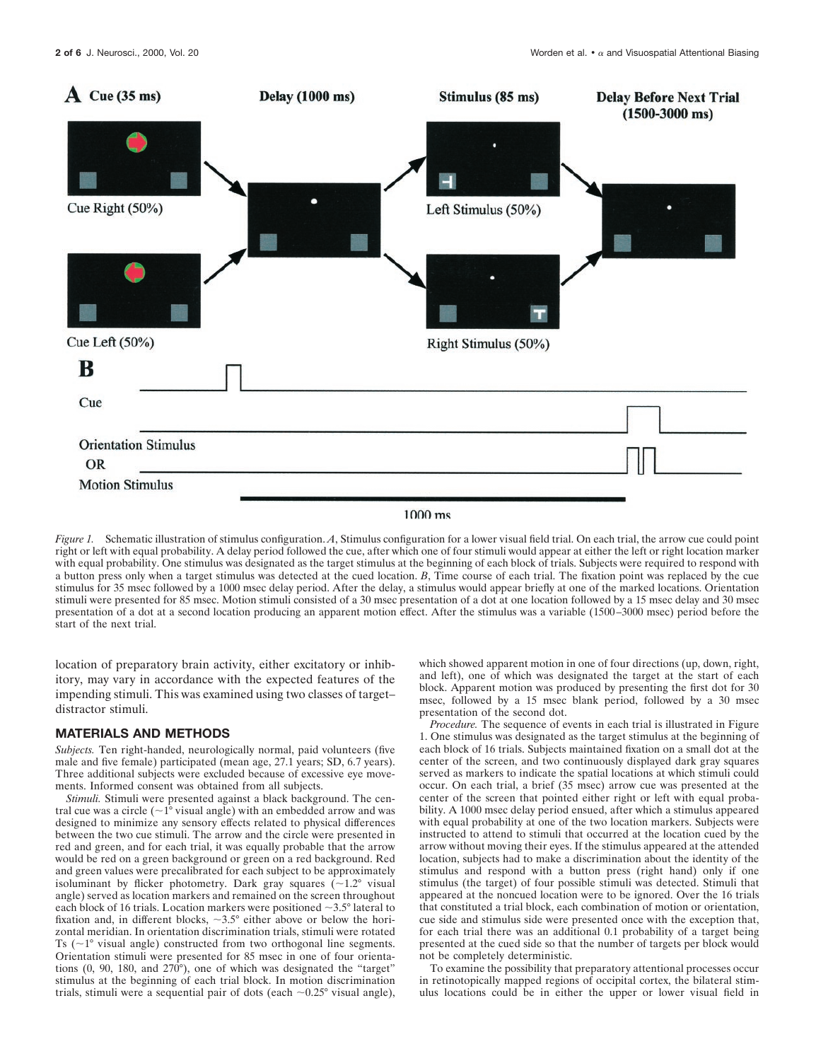*Figure 1.* Schematic illustration of stimulus configuration. *A*, Stimulus configuration for a lower visual field trial. On each trial, the arrow cue could point right or left with equal probability. A delay period followed the cue, after which one of four stimuli would appear at either the left or right location marker with equal probability. One stimulus was designated as the target stimulus at the beginning of each block of trials. Subjects were required to respond with a button press only when a target stimulus was detected at the cued location. *B*, Time course of each trial. The fixation point was replaced by the cue stimulus for 35 msec followed by a 1000 msec delay period. After the delay, a stimulus would appear briefly at one of the marked locations. Orientation stimuli were presented for 85 msec. Motion stimuli consisted of a 30 msec presentation of a dot at one location followed by a 15 msec delay and 30 msec presentation of a dot at a second location producing an apparent motion effect. After the stimulus was a variable (1500–3000 msec) period before the start of the next trial.

location of preparatory brain activity, either excitatory or inhibitory, may vary in accordance with the expected features of the impending stimuli. This was examined using two classes of target–distractor stimuli.

## MATERIALS AND METHODS

*Subjects.* Ten right-handed, neurologically normal, paid volunteers (five male and five female) participated (mean age, 27.1 years; SD, 6.7 years). Three additional subjects were excluded because of excessive eye movements. Informed consent was obtained from all subjects.

*Stimuli.* Stimuli were presented against a black background. The central cue was a circle (~1° visual angle) with an embedded arrow and was designed to minimize any sensory effects related to physical differences between the two cue stimuli. The arrow and the circle were presented in red and green, and for each trial, it was equally probable that the arrow would be red on a green background or green on a red background. Red and green values were precalibrated for each subject to be approximately isoluminant by flicker photometry. Dark gray squares (~1.2° visual angle) served as location markers and remained on the screen throughout each block of 16 trials. Location markers were positioned ~3.5° lateral to fixation and, in different blocks, ~3.5° either above or below the horizontal meridian. In orientation discrimination trials, stimuli were rotated Ts (~1° visual angle) constructed from two orthogonal line segments. Orientation stimuli were presented for 85 msec in one of four orientations (0, 90, 180, and 270°), one of which was designated the "target" stimulus at the beginning of each trial block. In motion discrimination trials, stimuli were a sequential pair of dots (each ~0.25° visual angle), which showed apparent motion in one of four directions (up, down, right, and left), one of which was designated the target at the start of each block. Apparent motion was produced by presenting the first dot for 30 msec, followed by a 15 msec blank period, followed by a 30 msec presentation of the second dot.

*Procedure.* The sequence of events in each trial is illustrated in Figure 1. One stimulus was designated as the target stimulus at the beginning of each block of 16 trials. Subjects maintained fixation on a small dot at the center of the screen, and two continuously displayed dark gray squares served as markers to indicate the spatial locations at which stimuli could occur. On each trial, a brief (35 msec) arrow cue was presented at the center of the screen that pointed either right or left with equal probability. A 1000 msec delay period ensued, after which a stimulus appeared with equal probability at one of the two location markers. Subjects were instructed to attend to stimuli that occurred at the location cued by the arrow without moving their eyes. If the stimulus appeared at the attended location, subjects had to make a discrimination about the identity of the stimulus and respond with a button press (right hand) only if one stimulus (the target) of four possible stimuli was detected. Stimuli that appeared at the noncued location were to be ignored. Over the 16 trials that constituted a trial block, each combination of motion or orientation, cue side and stimulus side were presented once with the exception that, for each trial there was an additional 0.1 probability of a target being presented at the cued side so that the number of targets per block would not be completely deterministic.

To examine the possibility that preparatory attentional processes occur in retinotopically mapped regions of occipital cortex, the bilateral stimulus locations could be in either the upper or lower visual field in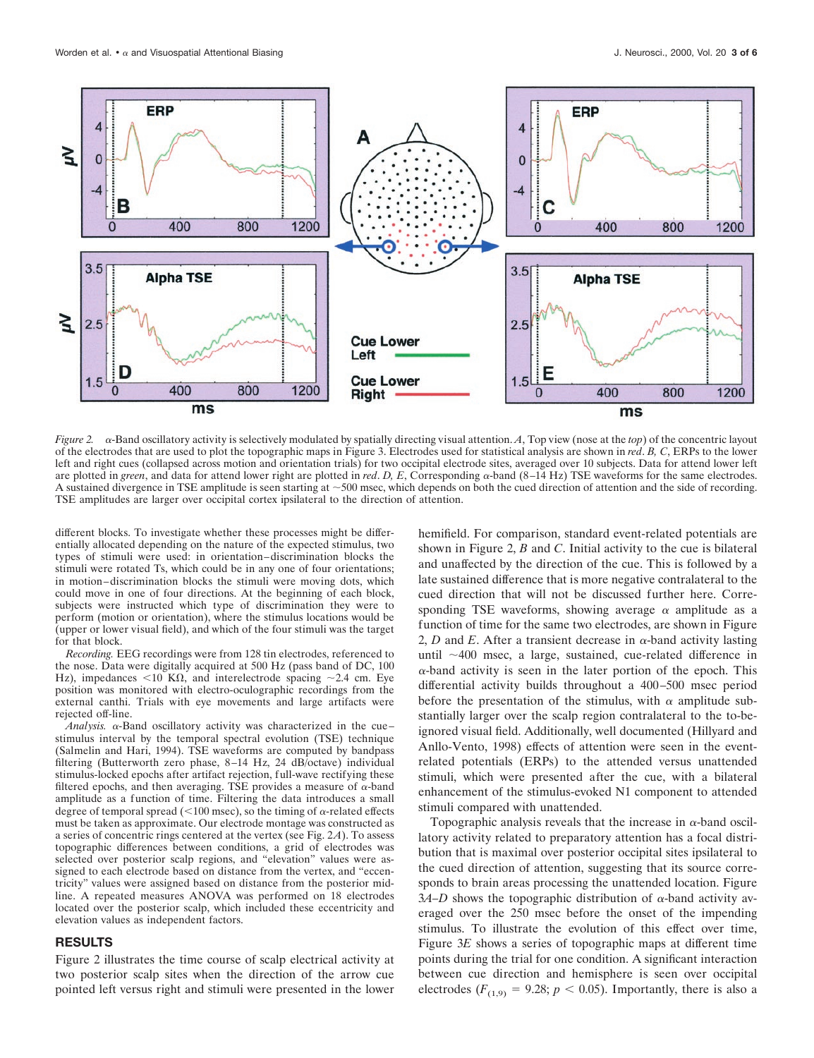*Figure 2.* α-Band oscillatory activity is selectively modulated by spatially directing visual attention. *A*, Top view (nose at the *top*) of the concentric layout of the electrodes that are used to plot the topographic maps in Figure 3. Electrodes used for statistical analysis are shown in *red*. *B, C*, ERPs to the lower left and right cues (collapsed across motion and orientation trials) for two occipital electrode sites, averaged over 10 subjects. Data for attend lower left are plotted in *green*, and data for attend lower right are plotted in *red*. *D, E*, Corresponding α-band (8–14 Hz) TSE waveforms for the same electrodes. A sustained divergence in TSE amplitude is seen starting at ~500 msec, which depends on both the cued direction of attention and the side of recording. TSE amplitudes are larger over occipital cortex ipsilateral to the direction of attention.

different blocks. To investigate whether these processes might be differentially allocated depending on the nature of the expected stimulus, two types of stimuli were used: in orientation–discrimination blocks the stimuli were rotated Ts, which could be in any one of four orientations; in motion–discrimination blocks the stimuli were moving dots, which could move in one of four directions. At the beginning of each block, subjects were instructed which type of discrimination they were to perform (motion or orientation), where the stimulus locations would be (upper or lower visual field), and which of the four stimuli was the target for that block.

*Recording.* EEG recordings were from 128 tin electrodes, referenced to the nose. Data were digitally acquired at 500 Hz (pass band of DC, 100 Hz), impedances <10 KΩ, and interelectrode spacing ~2.4 cm. Eye position was monitored with electro-oculographic recordings from the external canthi. Trials with eye movements and large artifacts were rejected off-line.

*Analysis.* α-Band oscillatory activity was characterized in the cue–stimulus interval by the temporal spectral evolution (TSE) technique (Salmelin and Hari, 1994). TSE waveforms are computed by bandpass filtering (Butterworth zero phase, 8–14 Hz, 24 dB/octave) individual stimulus-locked epochs after artifact rejection, full-wave rectifying these filtered epochs, and then averaging. TSE provides a measure of α-band amplitude as a function of time. Filtering the data introduces a small degree of temporal spread (<100 msec), so the timing of α-related effects must be taken as approximate. Our electrode montage was constructed as a series of concentric rings centered at the vertex (see Fig. 2*A*). To assess topographic differences between conditions, a grid of electrodes was selected over posterior scalp regions, and "elevation" values were assigned to each electrode based on distance from the vertex, and "eccentricity" values were assigned based on distance from the posterior midline. A repeated measures ANOVA was performed on 18 electrodes located over the posterior scalp, which included these eccentricity and elevation values as independent factors.

## RESULTS

Figure 2 illustrates the time course of scalp electrical activity at two posterior scalp sites when the direction of the arrow cue pointed left versus right and stimuli were presented in the lower hemifield. For comparison, standard event-related potentials are shown in Figure 2, *B* and *C*. Initial activity to the cue is bilateral and unaffected by the direction of the cue. This is followed by a late sustained difference that is more negative contralateral to the cued direction that will not be discussed further here. Corresponding TSE waveforms, showing average α amplitude as a function of time for the same two electrodes, are shown in Figure 2, *D* and *E*. After a transient decrease in α-band activity lasting until ~400 msec, a large, sustained, cue-related difference in α-band activity is seen in the later portion of the epoch. This differential activity builds throughout a 400–500 msec period before the presentation of the stimulus, with α amplitude substantially larger over the scalp region contralateral to the to-be-ignored visual field. Additionally, well documented (Hillyard and Anllo-Vento, 1998) effects of attention were seen in the event-related potentials (ERPs) to the attended versus unattended stimuli, which were presented after the cue, with a bilateral enhancement of the stimulus-evoked N1 component to attended stimuli compared with unattended.

Topographic analysis reveals that the increase in α-band oscillatory activity related to preparatory attention has a focal distribution that is maximal over posterior occipital sites ipsilateral to the cued direction of attention, suggesting that its source corresponds to brain areas processing the unattended location. Figure 3*A–D* shows the topographic distribution of α-band activity averaged over the 250 msec before the onset of the impending stimulus. To illustrate the evolution of this effect over time, Figure 3*E* shows a series of topographic maps at different time points during the trial for one condition. A significant interaction between cue direction and hemisphere is seen over occipital electrodes ($F_{(1,9)} = 9.28$; $p < 0.05$). Importantly, there is also a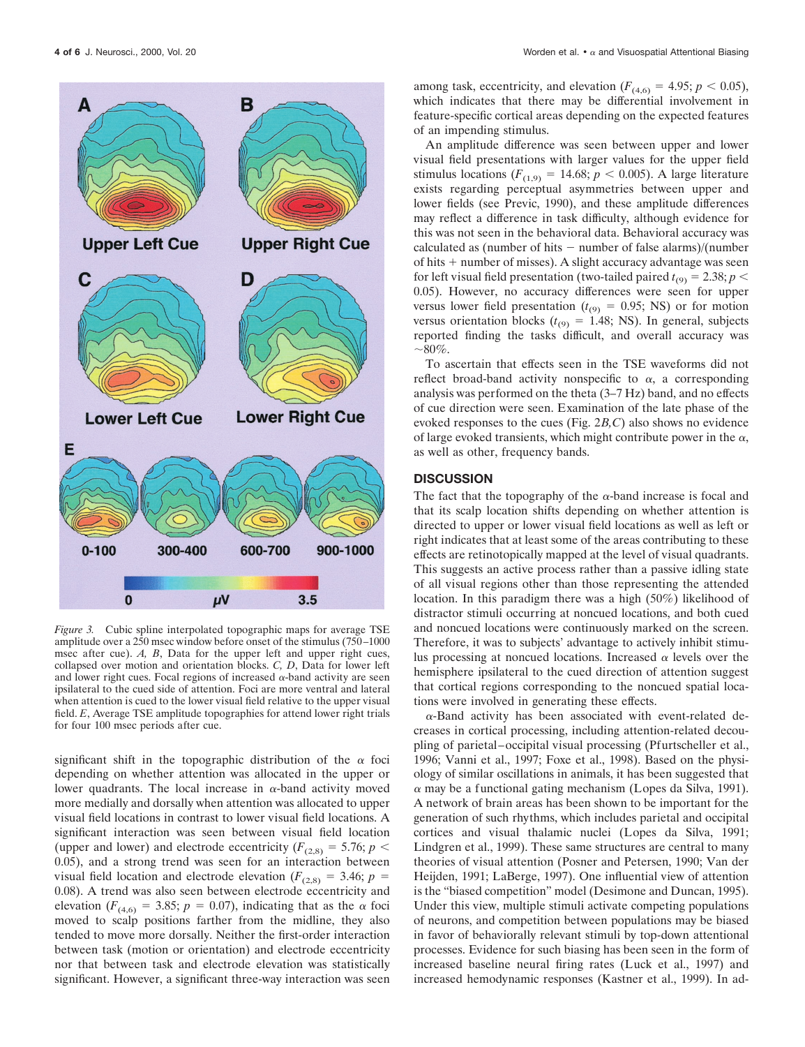*Figure 3.* Cubic spline interpolated topographic maps for average TSE amplitude over a 250 msec window before onset of the stimulus (750–1000 msec after cue). *A, B*, Data for the upper left and upper right cues, collapsed over motion and orientation blocks. *C, D*, Data for lower left and lower right cues. Focal regions of increased α-band activity are seen ipsilateral to the cued side of attention. Foci are more ventral and lateral when attention is cued to the lower visual field relative to the upper visual field. *E*, Average TSE amplitude topographies for attend lower right trials for four 100 msec periods after cue.

significant shift in the topographic distribution of the α foci depending on whether attention was allocated in the upper or lower quadrants. The local increase in α-band activity moved more medially and dorsally when attention was allocated to upper visual field locations in contrast to lower visual field locations. A significant interaction was seen between visual field location (upper and lower) and electrode eccentricity ($F_{(2,8)} = 5.76$; $p < 0.05$), and a strong trend was seen for an interaction between visual field location and electrode elevation ($F_{(2,8)} = 3.46$; $p = 0.08$). A trend was also seen between electrode eccentricity and elevation ($F_{(4,6)} = 3.85$; $p = 0.07$), indicating that as the α foci moved to scalp positions farther from the midline, they also tended to move more dorsally. Neither the first-order interaction between task (motion or orientation) and electrode eccentricity nor that between task and electrode elevation was statistically significant. However, a significant three-way interaction was seen among task, eccentricity, and elevation ($F_{(4,6)} = 4.95$; $p < 0.05$), which indicates that there may be differential involvement in feature-specific cortical areas depending on the expected features of an impending stimulus.

An amplitude difference was seen between upper and lower visual field presentations with larger values for the upper field stimulus locations ($F_{(1,9)} = 14.68$; $p < 0.005$). A large literature exists regarding perceptual asymmetries between upper and lower fields (see Previc, 1990), and these amplitude differences may reflect a difference in task difficulty, although evidence for this was not seen in the behavioral data. Behavioral accuracy was calculated as (number of hits − number of false alarms)/(number of hits + number of misses). A slight accuracy advantage was seen for left visual field presentation (two-tailed paired $t_{(9)} = 2.38$; $p < 0.05$). However, no accuracy differences were seen for upper versus lower field presentation ($t_{(9)} = 0.95$; NS) or for motion versus orientation blocks ($t_{(9)} = 1.48$; NS). In general, subjects reported finding the tasks difficult, and overall accuracy was ~80%.

To ascertain that effects seen in the TSE waveforms did not reflect broad-band activity nonspecific to α, a corresponding analysis was performed on the theta (3–7 Hz) band, and no effects of cue direction were seen. Examination of the late phase of the evoked responses to the cues (Fig. 2*B,C*) also shows no evidence of large evoked transients, which might contribute power in the α, as well as other, frequency bands.

## DISCUSSION

The fact that the topography of the α-band increase is focal and that its scalp location shifts depending on whether attention is directed to upper or lower visual field locations as well as left or right indicates that at least some of the areas contributing to these effects are retinotopically mapped at the level of visual quadrants. This suggests an active process rather than a passive idling state of all visual regions other than those representing the attended location. In this paradigm there was a high (50%) likelihood of distractor stimuli occurring at noncued locations, and both cued and noncued locations were continuously marked on the screen. Therefore, it was to subjects' advantage to actively inhibit stimulus processing at noncued locations. Increased α levels over the hemisphere ipsilateral to the cued direction of attention suggest that cortical regions corresponding to the noncued spatial locations were involved in generating these effects.

α-Band activity has been associated with event-related decreases in cortical processing, including attention-related decoupling of parietal–occipital visual processing (Pfurtscheller et al., 1996; Vanni et al., 1997; Foxe et al., 1998). Based on the physiology of similar oscillations in animals, it has been suggested that α may be a functional gating mechanism (Lopes da Silva, 1991). A network of brain areas has been shown to be important for the generation of such rhythms, which includes parietal and occipital cortices and visual thalamic nuclei (Lopes da Silva, 1991; Lindgren et al., 1999). These same structures are central to many theories of visual attention (Posner and Petersen, 1990; Van der Heijden, 1991; LaBerge, 1997). One influential view of attention is the "biased competition" model (Desimone and Duncan, 1995). Under this view, multiple stimuli activate competing populations of neurons, and competition between populations may be biased in favor of behaviorally relevant stimuli by top-down attentional processes. Evidence for such biasing has been seen in the form of increased baseline neural firing rates (Luck et al., 1997) and increased hemodynamic responses (Kastner et al., 1999). In ad-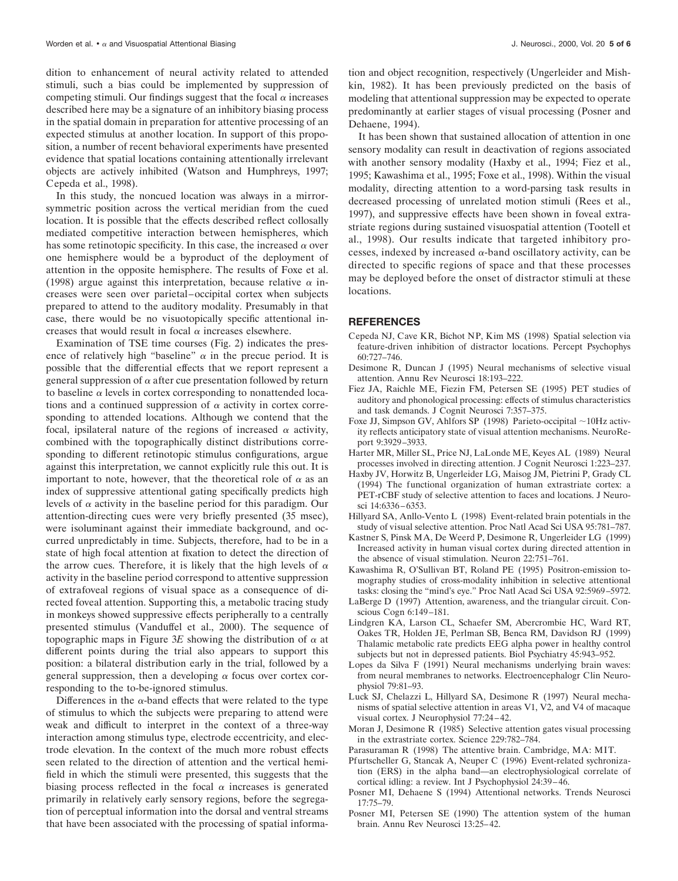dition to enhancement of neural activity related to attended stimuli, such a bias could be implemented by suppression of competing stimuli. Our findings suggest that the focal $\alpha$ increases described here may be a signature of an inhibitory biasing process in the spatial domain in preparation for attentive processing of an expected stimulus at another location. In support of this proposition, a number of recent behavioral experiments have presented evidence that spatial locations containing attentionally irrelevant objects are actively inhibited (Watson and Humphreys, 1997; Cepeda et al., 1998).

In this study, the noncued location was always in a mirror-symmetric position across the vertical meridian from the cued location. It is possible that the effects described reflect collosally mediated competitive interaction between hemispheres, which has some retinotopic specificity. In this case, the increased $\alpha$ over one hemisphere would be a byproduct of the deployment of attention in the opposite hemisphere. The results of Foxe et al. (1998) argue against this interpretation, because relative $\alpha$ increases were seen over parietal–occipital cortex when subjects prepared to attend to the auditory modality. Presumably in that case, there would be no visuotopically specific attentional increases that would result in focal $\alpha$ increases elsewhere.

Examination of TSE time courses (Fig. 2) indicates the presence of relatively high "baseline" $\alpha$ in the precue period. It is possible that the differential effects that we report represent a general suppression of $\alpha$ after cue presentation followed by return to baseline $\alpha$ levels in cortex corresponding to nonattended locations and a continued suppression of $\alpha$ activity in cortex corresponding to attended locations. Although we contend that the focal, ipsilateral nature of the regions of increased $\alpha$ activity, combined with the topographically distinct distributions corresponding to different retinotopic stimulus configurations, argue against this interpretation, we cannot explicitly rule this out. It is important to note, however, that the theoretical role of $\alpha$ as an index of suppressive attentional gating specifically predicts high levels of $\alpha$ activity in the baseline period for this paradigm. Our attention-directing cues were very briefly presented (35 msec), were isoluminant against their immediate background, and occurred unpredictably in time. Subjects, therefore, had to be in a state of high focal attention at fixation to detect the direction of the arrow cues. Therefore, it is likely that the high levels of $\alpha$ activity in the baseline period correspond to attentive suppression of extrafoveal regions of visual space as a consequence of directed foveal attention. Supporting this, a metabolic tracing study in monkeys showed suppressive effects peripherally to a centrally presented stimulus (Vanduffel et al., 2000). The sequence of topographic maps in Figure 3*E* showing the distribution of $\alpha$ at different points during the trial also appears to support this position: a bilateral distribution early in the trial, followed by a general suppression, then a developing $\alpha$ focus over cortex corresponding to the to-be-ignored stimulus.

Differences in the $\alpha$-band effects that were related to the type of stimulus to which the subjects were preparing to attend were weak and difficult to interpret in the context of a three-way interaction among stimulus type, electrode eccentricity, and electrode elevation. In the context of the much more robust effects seen related to the direction of attention and the vertical hemifield in which the stimuli were presented, this suggests that the biasing process reflected in the focal $\alpha$ increases is generated primarily in relatively early sensory regions, before the segregation of perceptual information into the dorsal and ventral streams that have been associated with the processing of spatial information and object recognition, respectively (Ungerleider and Mishkin, 1982). It has been previously predicted on the basis of modeling that attentional suppression may be expected to operate predominantly at earlier stages of visual processing (Posner and Dehaene, 1994).

It has been shown that sustained allocation of attention in one sensory modality can result in deactivation of regions associated with another sensory modality (Haxby et al., 1994; Fiez et al., 1995; Kawashima et al., 1995; Foxe et al., 1998). Within the visual modality, directing attention to a word-parsing task results in decreased processing of unrelated motion stimuli (Rees et al., 1997), and suppressive effects have been shown in foveal extrastriate regions during sustained visuospatial attention (Tootell et al., 1998). Our results indicate that targeted inhibitory processes, indexed by increased $\alpha$-band oscillatory activity, can be directed to specific regions of space and that these processes may be deployed before the onset of distractor stimuli at these locations.

## REFERENCES

Cepeda NJ, Cave KR, Bichot NP, Kim MS (1998) Spatial selection via feature-driven inhibition of distractor locations. Percept Psychophys 60:727–746.

Desimone R, Duncan J (1995) Neural mechanisms of selective visual attention. Annu Rev Neurosci 18:193–222.

Fiez JA, Raichle ME, Fiezin FM, Petersen SE (1995) PET studies of auditory and phonological processing: effects of stimulus characteristics and task demands. J Cognit Neurosci 7:357–375.

Foxe JJ, Simpson GV, Ahlfors SP (1998) Parieto-occipital ~10Hz activity reflects anticipatory state of visual attention mechanisms. NeuroReport 9:3929–3933.

Harter MR, Miller SL, Price NJ, LaLonde ME, Keyes AL (1989) Neural processes involved in directing attention. J Cognit Neurosci 1:223–237.

Haxby JV, Horwitz B, Ungerleider LG, Maisog JM, Pietrini P, Grady CL (1994) The functional organization of human extrastriate cortex: a PET-rCBF study of selective attention to faces and locations. J Neurosci 14:6336–6353.

Hillyard SA, Anllo-Vento L (1998) Event-related brain potentials in the study of visual selective attention. Proc Natl Acad Sci USA 95:781–787.

Kastner S, Pinsk MA, De Weerd P, Desimone R, Ungerleider LG (1999) Increased activity in human visual cortex during directed attention in the absence of visual stimulation. Neuron 22:751–761.

Kawashima R, O'Sullivan BT, Roland PE (1995) Positron-emission tomography studies of cross-modality inhibition in selective attentional tasks: closing the "mind's eye." Proc Natl Acad Sci USA 92:5969–5972.

LaBerge D (1997) Attention, awareness, and the triangular circuit. Conscious Cogn 6:149–181.

Lindgren KA, Larson CL, Schaefer SM, Abercrombie HC, Ward RT, Oakes TR, Holden JE, Perlman SB, Benca RM, Davidson RJ (1999) Thalamic metabolic rate predicts EEG alpha power in healthy control subjects but not in depressed patients. Biol Psychiatry 45:943–952.

Lopes da Silva F (1991) Neural mechanisms underlying brain waves: from neural membranes to networks. Electroencephalogr Clin Neurophysiol 79:81–93.

Luck SJ, Chelazzi L, Hillyard SA, Desimone R (1997) Neural mechanisms of spatial selective attention in areas V1, V2, and V4 of macaque visual cortex. J Neurophysiol 77:24–42.

Moran J, Desimone R (1985) Selective attention gates visual processing in the extrastriate cortex. Science 229:782–784.

Parasuraman R (1998) The attentive brain. Cambridge, MA: MIT.

Pfurtscheller G, Stancak A, Neuper C (1996) Event-related synchronization (ERS) in the alpha band—an electrophysiological correlate of cortical idling: a review. Int J Psychophysiol 24:39–46.

Posner MI, Dehaene S (1994) Attentional networks. Trends Neurosci 17:75–79.

Posner MI, Petersen SE (1990) The attention system of the human brain. Annu Rev Neurosci 13:25–42.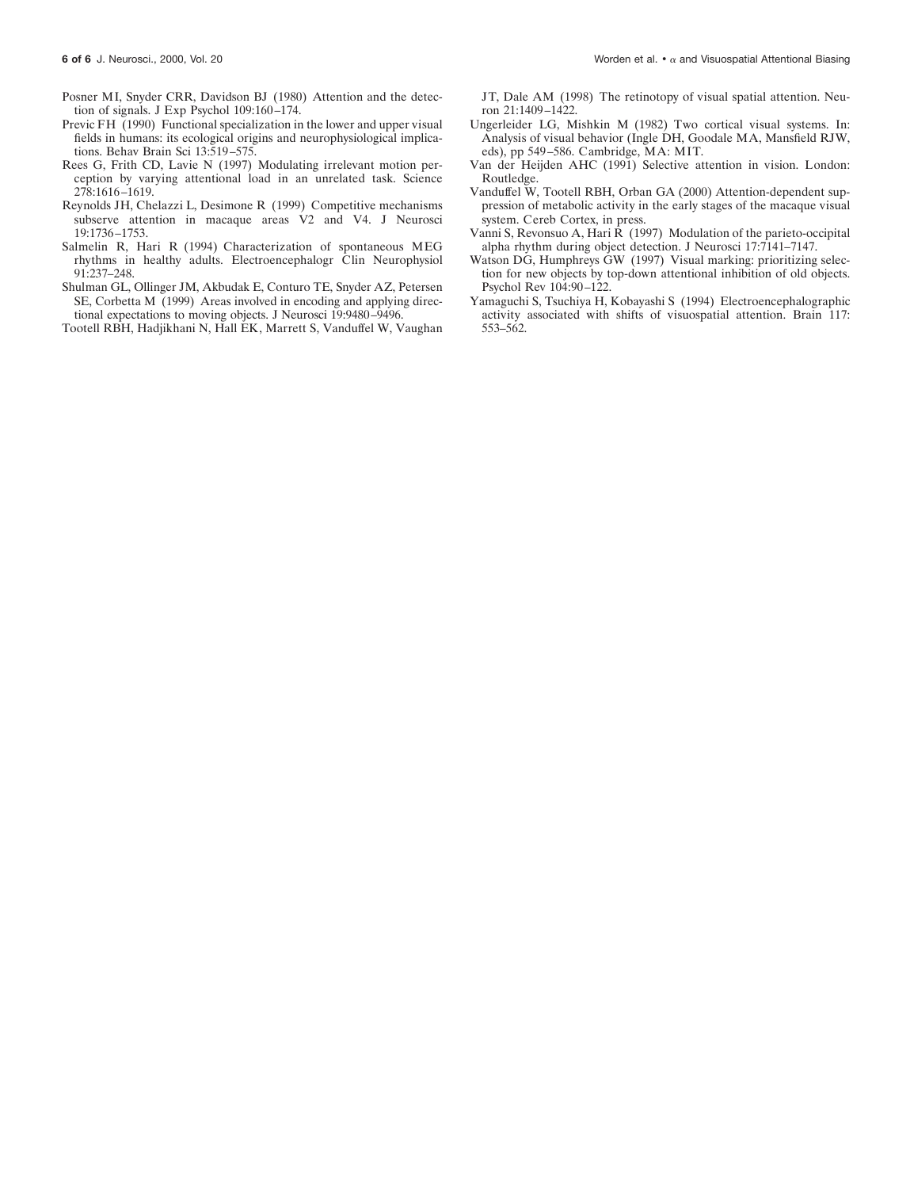Posner MI, Snyder CRR, Davidson BJ (1980) Attention and the detection of signals. J Exp Psychol 109:160–174.

Previc FH (1990) Functional specialization in the lower and upper visual fields in humans: its ecological origins and neurophysiological implications. Behav Brain Sci 13:519–575.

Rees G, Frith CD, Lavie N (1997) Modulating irrelevant motion perception by varying attentional load in an unrelated task. Science 278:1616–1619.

Reynolds JH, Chelazzi L, Desimone R (1999) Competitive mechanisms subserve attention in macaque areas V2 and V4. J Neurosci 19:1736–1753.

Salmelin R, Hari R (1994) Characterization of spontaneous MEG rhythms in healthy adults. Electroencephalogr Clin Neurophysiol 91:237–248.

Shulman GL, Ollinger JM, Akbudak E, Conturo TE, Snyder AZ, Petersen SE, Corbetta M (1999) Areas involved in encoding and applying directional expectations to moving objects. J Neurosci 19:9480–9496.

Tootell RBH, Hadjikhani N, Hall EK, Marrett S, Vanduffel W, Vaughan JT, Dale AM (1998) The retinotopy of visual spatial attention. Neuron 21:1409–1422.

Ungerleider LG, Mishkin M (1982) Two cortical visual systems. In: Analysis of visual behavior (Ingle DH, Goodale MA, Mansfield RJW, eds), pp 549–586. Cambridge, MA: MIT.

Van der Heijden AHC (1991) Selective attention in vision. London: Routledge.

Vanduffel W, Tootell RBH, Orban GA (2000) Attention-dependent suppression of metabolic activity in the early stages of the macaque visual system. Cereb Cortex, in press.

Vanni S, Revonsuo A, Hari R (1997) Modulation of the parieto-occipital alpha rhythm during object detection. J Neurosci 17:7141–7147.

Watson DG, Humphreys GW (1997) Visual marking: prioritizing selection for new objects by top-down attentional inhibition of old objects. Psychol Rev 104:90–122.

Yamaguchi S, Tsuchiya H, Kobayashi S (1994) Electroencephalographic activity associated with shifts of visuospatial attention. Brain 117: 553–562.